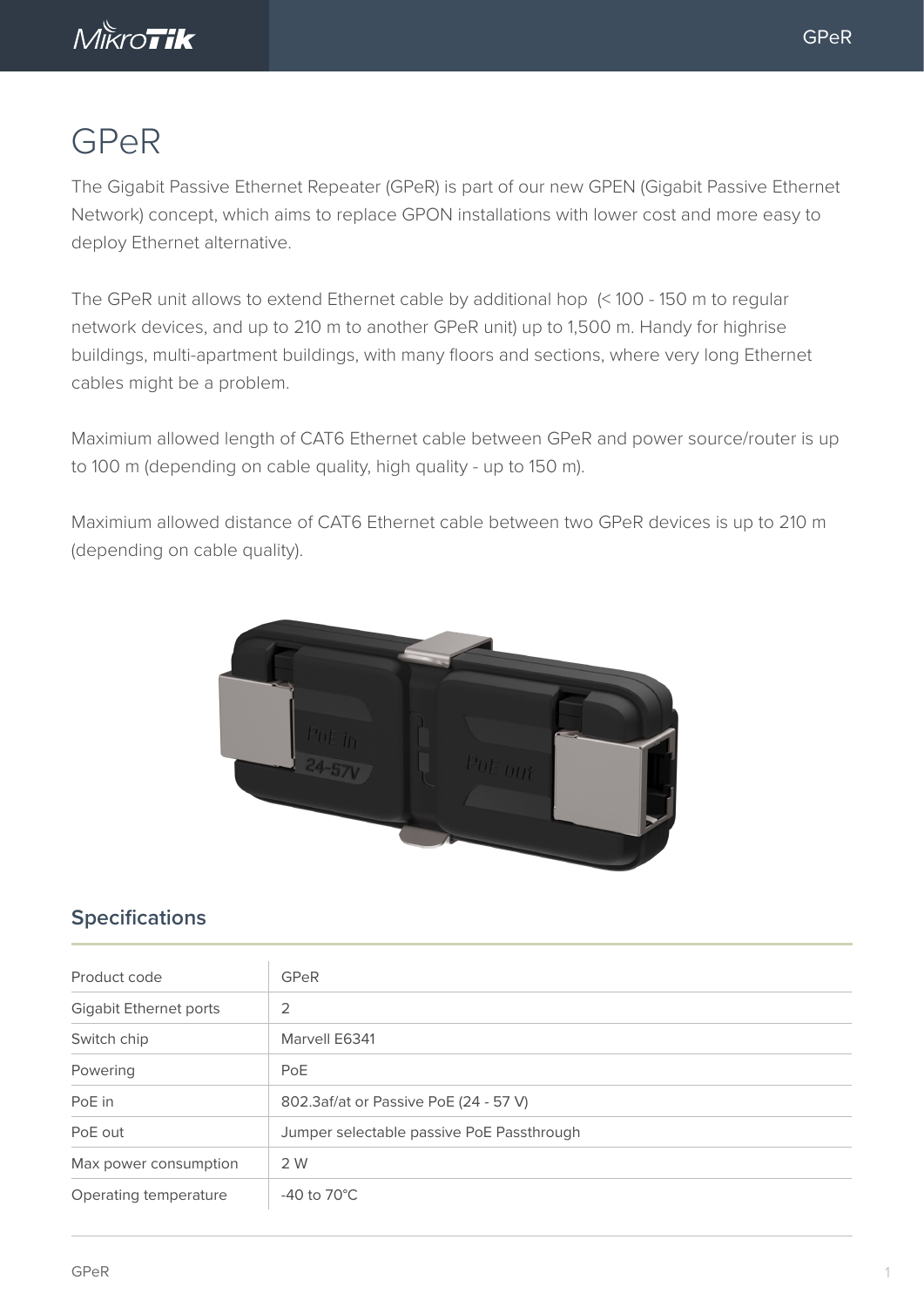# GPeR

The Gigabit Passive Ethernet Repeater (GPeR) is part of our new GPEN (Gigabit Passive Ethernet Network) concept, which aims to replace GPON installations with lower cost and more easy to deploy Ethernet alternative.

The GPeR unit allows to extend Ethernet cable by additional hop (< 100 - 150 m to regular network devices, and up to 210 m to another GPeR unit) up to 1,500 m. Handy for highrise buildings, multi-apartment buildings, with many floors and sections, where very long Ethernet cables might be a problem.

Maximium allowed length of CAT6 Ethernet cable between GPeR and power source/router is up to 100 m (depending on cable quality, high quality - up to 150 m).

Maximium allowed distance of CAT6 Ethernet cable between two GPeR devices is up to 210 m (depending on cable quality).

## Specifications

| Product code | GPeR |
| --- | --- |
| Gigabit Ethernet ports | 2 |
| Switch chip | Marvell E6341 |
| Powering | PoE |
| PoE in | 802.3af/at or Passive PoE (24 - 57 V) |
| PoE out | Jumper selectable passive PoE Passthrough |
| Max power consumption | 2 W |
| Operating temperature | -40 to 70°C |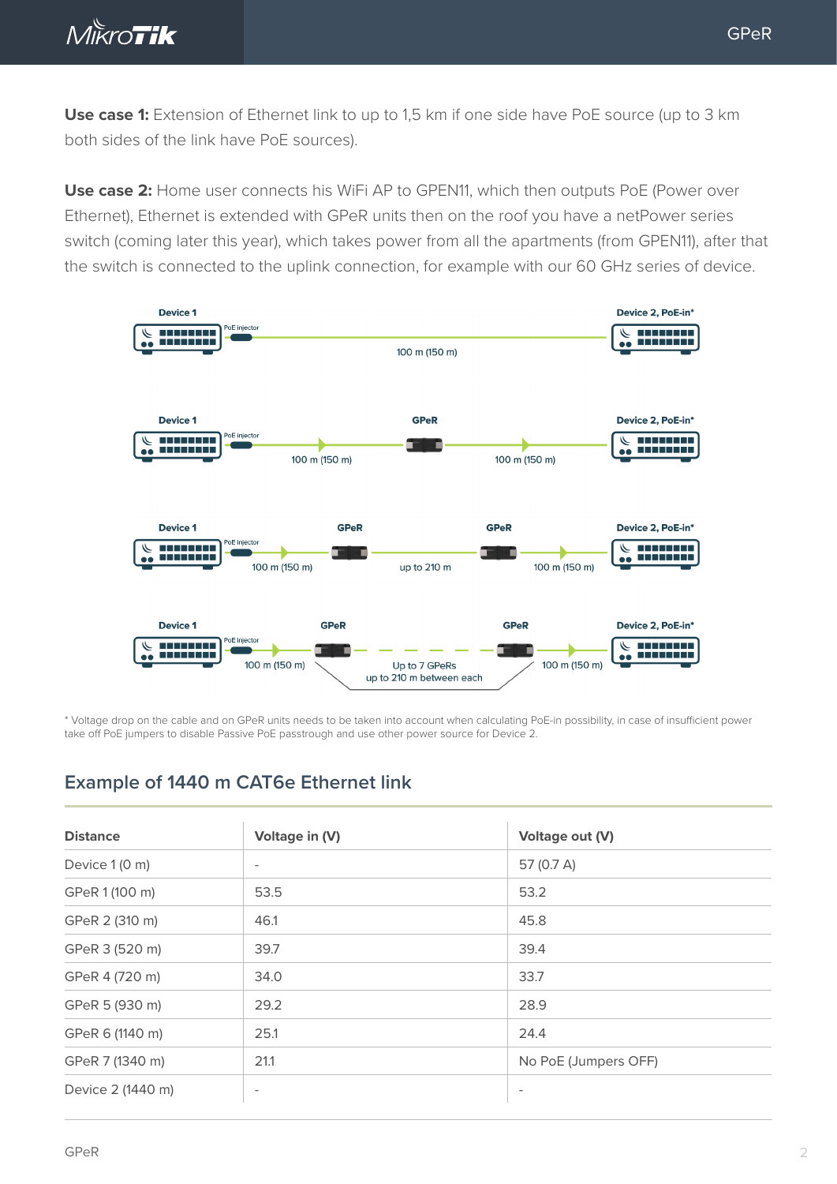**Use case 1:** Extension of Ethernet link to up to 1,5 km if one side have PoE source (up to 3 km both sides of the link have PoE sources).

**Use case 2:** Home user connects his WiFi AP to GPEN11, which then outputs PoE (Power over Ethernet), Ethernet is extended with GPeR units then on the roof you have a netPower series switch (coming later this year), which takes power from all the apartments (from GPEN11), after that the switch is connected to the uplink connection, for example with our 60 GHz series of device.

Device 1 — PoE injector — 100 m (150 m) — Device 2, PoE-in*

Device 1 — PoE injector — 100 m (150 m) — GPeR — 100 m (150 m) — Device 2, PoE-in*

Device 1 — PoE injector — 100 m (150 m) — GPeR — up to 210 m — GPeR — 100 m (150 m) — Device 2, PoE-in*

Device 1 — PoE injector — 100 m (150 m) — GPeR — Up to 7 GPeRs up to 210 m between each — GPeR — 100 m (150 m) — Device 2, PoE-in*

\* Voltage drop on the cable and on GPeR units needs to be taken into account when calculating PoE-in possibility, in case of insufficient power take off PoE jumpers to disable Passive PoE passtrough and use other power source for Device 2.

## Example of 1440 m CAT6e Ethernet link

| Distance | Voltage in (V) | Voltage out (V) |
|---|---|---|
| Device 1 (0 m) | - | 57 (0.7 A) |
| GPeR 1 (100 m) | 53.5 | 53.2 |
| GPeR 2 (310 m) | 46.1 | 45.8 |
| GPeR 3 (520 m) | 39.7 | 39.4 |
| GPeR 4 (720 m) | 34.0 | 33.7 |
| GPeR 5 (930 m) | 29.2 | 28.9 |
| GPeR 6 (1140 m) | 25.1 | 24.4 |
| GPeR 7 (1340 m) | 21.1 | No PoE (Jumpers OFF) |
| Device 2 (1440 m) | - | - |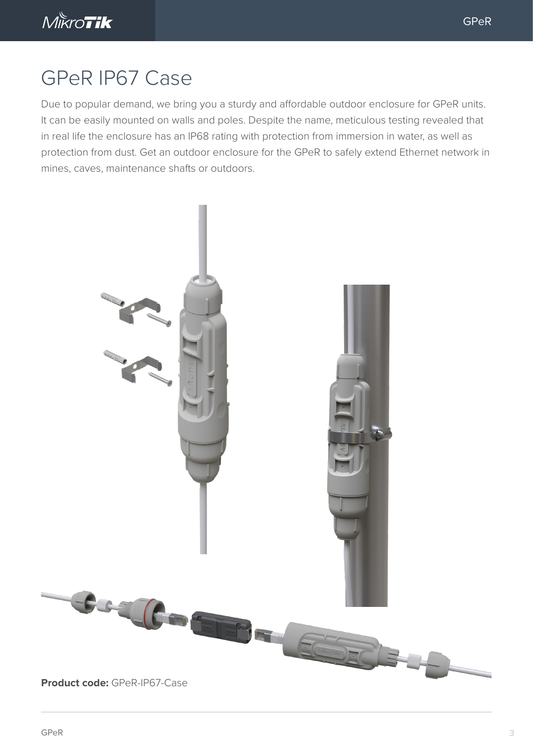# GPeR IP67 Case

Due to popular demand, we bring you a sturdy and affordable outdoor enclosure for GPeR units. It can be easily mounted on walls and poles. Despite the name, meticulous testing revealed that in real life the enclosure has an IP68 rating with protection from immersion in water, as well as protection from dust. Get an outdoor enclosure for the GPeR to safely extend Ethernet network in mines, caves, maintenance shafts or outdoors.

**Product code:** GPeR-IP67-Case